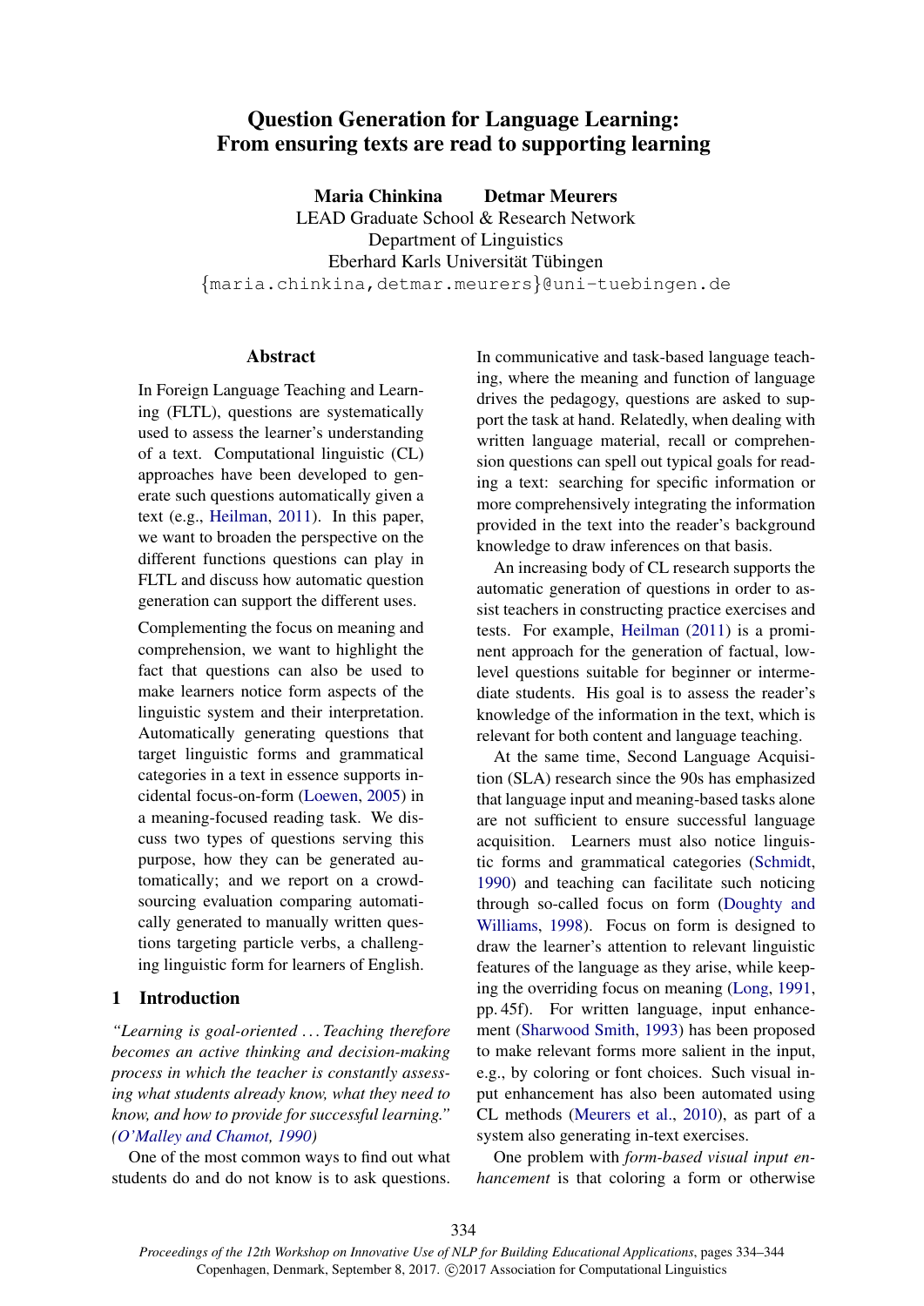# Question Generation for Language Learning: From ensuring texts are read to supporting learning

**Maria Chinkina** **Detmar Meurers**
LEAD Graduate School & Research Network
Department of Linguistics
Eberhard Karls Universität Tübingen
{maria.chinkina,detmar.meurers}@uni-tuebingen.de

## Abstract

In Foreign Language Teaching and Learning (FLTL), questions are systematically used to assess the learner's understanding of a text. Computational linguistic (CL) approaches have been developed to generate such questions automatically given a text (e.g., Heilman, 2011). In this paper, we want to broaden the perspective on the different functions questions can play in FLTL and discuss how automatic question generation can support the different uses.

Complementing the focus on meaning and comprehension, we want to highlight the fact that questions can also be used to make learners notice form aspects of the linguistic system and their interpretation. Automatically generating questions that target linguistic forms and grammatical categories in a text in essence supports incidental focus-on-form (Loewen, 2005) in a meaning-focused reading task. We discuss two types of questions serving this purpose, how they can be generated automatically; and we report on a crowd-sourcing evaluation comparing automatically generated to manually written questions targeting particle verbs, a challenging linguistic form for learners of English.

## 1 Introduction

*"Learning is goal-oriented ... Teaching therefore becomes an active thinking and decision-making process in which the teacher is constantly assessing what students already know, what they need to know, and how to provide for successful learning." (O'Malley and Chamot, 1990)*

One of the most common ways to find out what students do and do not know is to ask questions. In communicative and task-based language teaching, where the meaning and function of language drives the pedagogy, questions are asked to support the task at hand. Relatedly, when dealing with written language material, recall or comprehension questions can spell out typical goals for reading a text: searching for specific information or more comprehensively integrating the information provided in the text into the reader's background knowledge to draw inferences on that basis.

An increasing body of CL research supports the automatic generation of questions in order to assist teachers in constructing practice exercises and tests. For example, Heilman (2011) is a prominent approach for the generation of factual, low-level questions suitable for beginner or intermediate students. His goal is to assess the reader's knowledge of the information in the text, which is relevant for both content and language teaching.

At the same time, Second Language Acquisition (SLA) research since the 90s has emphasized that language input and meaning-based tasks alone are not sufficient to ensure successful language acquisition. Learners must also notice linguistic forms and grammatical categories (Schmidt, 1990) and teaching can facilitate such noticing through so-called focus on form (Doughty and Williams, 1998). Focus on form is designed to draw the learner's attention to relevant linguistic features of the language as they arise, while keeping the overriding focus on meaning (Long, 1991, pp. 45f). For written language, input enhancement (Sharwood Smith, 1993) has been proposed to make relevant forms more salient in the input, e.g., by coloring or font choices. Such visual input enhancement has also been automated using CL methods (Meurers et al., 2010), as part of a system also generating in-text exercises.

One problem with *form-based visual input enhancement* is that coloring a form or otherwise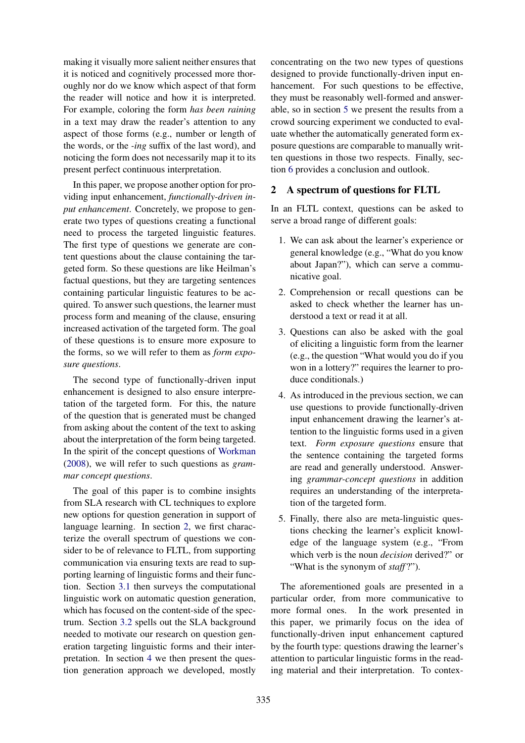making it visually more salient neither ensures that it is noticed and cognitively processed more thoroughly nor do we know which aspect of that form the reader will notice and how it is interpreted. For example, coloring the form *has been raining* in a text may draw the reader's attention to any aspect of those forms (e.g., number or length of the words, or the *-ing* suffix of the last word), and noticing the form does not necessarily map it to its present perfect continuous interpretation.

In this paper, we propose another option for providing input enhancement, *functionally-driven input enhancement*. Concretely, we propose to generate two types of questions creating a functional need to process the targeted linguistic features. The first type of questions we generate are content questions about the clause containing the targeted form. So these questions are like Heilman's factual questions, but they are targeting sentences containing particular linguistic features to be acquired. To answer such questions, the learner must process form and meaning of the clause, ensuring increased activation of the targeted form. The goal of these questions is to ensure more exposure to the forms, so we will refer to them as *form exposure questions*.

The second type of functionally-driven input enhancement is designed to also ensure interpretation of the targeted form. For this, the nature of the question that is generated must be changed from asking about the content of the text to asking about the interpretation of the form being targeted. In the spirit of the concept questions of Workman (2008), we will refer to such questions as *grammar concept questions*.

The goal of this paper is to combine insights from SLA research with CL techniques to explore new options for question generation in support of language learning. In section 2, we first characterize the overall spectrum of questions we consider to be of relevance to FLTL, from supporting communication via ensuring texts are read to supporting learning of linguistic forms and their function. Section 3.1 then surveys the computational linguistic work on automatic question generation, which has focused on the content-side of the spectrum. Section 3.2 spells out the SLA background needed to motivate our research on question generation targeting linguistic forms and their interpretation. In section 4 we then present the question generation approach we developed, mostly concentrating on the two new types of questions designed to provide functionally-driven input enhancement. For such questions to be effective, they must be reasonably well-formed and answerable, so in section 5 we present the results from a crowd sourcing experiment we conducted to evaluate whether the automatically generated form exposure questions are comparable to manually written questions in those two respects. Finally, section 6 provides a conclusion and outlook.

## 2 A spectrum of questions for FLTL

In an FLTL context, questions can be asked to serve a broad range of different goals:

1. We can ask about the learner's experience or general knowledge (e.g., "What do you know about Japan?"), which can serve a communicative goal.
2. Comprehension or recall questions can be asked to check whether the learner has understood a text or read it at all.
3. Questions can also be asked with the goal of eliciting a linguistic form from the learner (e.g., the question "What would you do if you won in a lottery?" requires the learner to produce conditionals.)
4. As introduced in the previous section, we can use questions to provide functionally-driven input enhancement drawing the learner's attention to the linguistic forms used in a given text. *Form exposure questions* ensure that the sentence containing the targeted forms are read and generally understood. Answering *grammar-concept questions* in addition requires an understanding of the interpretation of the targeted form.
5. Finally, there also are meta-linguistic questions checking the learner's explicit knowledge of the language system (e.g., "From which verb is the noun *decision* derived?" or "What is the synonym of *staff*?").

The aforementioned goals are presented in a particular order, from more communicative to more formal ones. In the work presented in this paper, we primarily focus on the idea of functionally-driven input enhancement captured by the fourth type: questions drawing the learner's attention to particular linguistic forms in the reading material and their interpretation. To contex-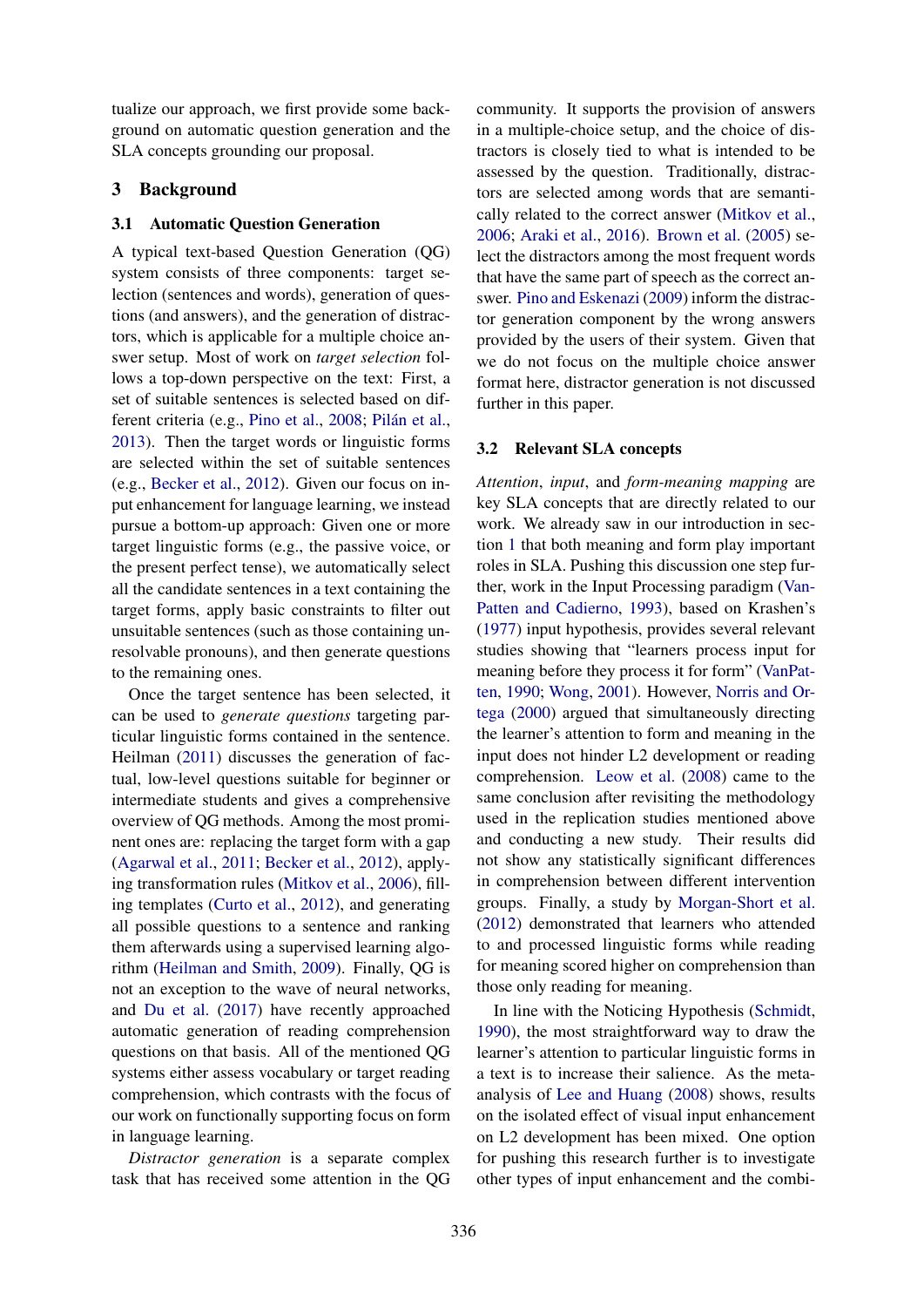tualize our approach, we first provide some background on automatic question generation and the SLA concepts grounding our proposal.

## 3 Background

### 3.1 Automatic Question Generation

A typical text-based Question Generation (QG) system consists of three components: target selection (sentences and words), generation of questions (and answers), and the generation of distractors, which is applicable for a multiple choice answer setup. Most of work on *target selection* follows a top-down perspective on the text: First, a set of suitable sentences is selected based on different criteria (e.g., Pino et al., 2008; Pilán et al., 2013). Then the target words or linguistic forms are selected within the set of suitable sentences (e.g., Becker et al., 2012). Given our focus on input enhancement for language learning, we instead pursue a bottom-up approach: Given one or more target linguistic forms (e.g., the passive voice, or the present perfect tense), we automatically select all the candidate sentences in a text containing the target forms, apply basic constraints to filter out unsuitable sentences (such as those containing unresolvable pronouns), and then generate questions to the remaining ones.

Once the target sentence has been selected, it can be used to *generate questions* targeting particular linguistic forms contained in the sentence. Heilman (2011) discusses the generation of factual, low-level questions suitable for beginner or intermediate students and gives a comprehensive overview of QG methods. Among the most prominent ones are: replacing the target form with a gap (Agarwal et al., 2011; Becker et al., 2012), applying transformation rules (Mitkov et al., 2006), filling templates (Curto et al., 2012), and generating all possible questions to a sentence and ranking them afterwards using a supervised learning algorithm (Heilman and Smith, 2009). Finally, QG is not an exception to the wave of neural networks, and Du et al. (2017) have recently approached automatic generation of reading comprehension questions on that basis. All of the mentioned QG systems either assess vocabulary or target reading comprehension, which contrasts with the focus of our work on functionally supporting focus on form in language learning.

*Distractor generation* is a separate complex task that has received some attention in the QG community. It supports the provision of answers in a multiple-choice setup, and the choice of distractors is closely tied to what is intended to be assessed by the question. Traditionally, distractors are selected among words that are semantically related to the correct answer (Mitkov et al., 2006; Araki et al., 2016). Brown et al. (2005) select the distractors among the most frequent words that have the same part of speech as the correct answer. Pino and Eskenazi (2009) inform the distractor generation component by the wrong answers provided by the users of their system. Given that we do not focus on the multiple choice answer format here, distractor generation is not discussed further in this paper.

### 3.2 Relevant SLA concepts

*Attention*, *input*, and *form-meaning mapping* are key SLA concepts that are directly related to our work. We already saw in our introduction in section 1 that both meaning and form play important roles in SLA. Pushing this discussion one step further, work in the Input Processing paradigm (VanPatten and Cadierno, 1993), based on Krashen's (1977) input hypothesis, provides several relevant studies showing that "learners process input for meaning before they process it for form" (VanPatten, 1990; Wong, 2001). However, Norris and Ortega (2000) argued that simultaneously directing the learner's attention to form and meaning in the input does not hinder L2 development or reading comprehension. Leow et al. (2008) came to the same conclusion after revisiting the methodology used in the replication studies mentioned above and conducting a new study. Their results did not show any statistically significant differences in comprehension between different intervention groups. Finally, a study by Morgan-Short et al. (2012) demonstrated that learners who attended to and processed linguistic forms while reading for meaning scored higher on comprehension than those only reading for meaning.

In line with the Noticing Hypothesis (Schmidt, 1990), the most straightforward way to draw the learner's attention to particular linguistic forms in a text is to increase their salience. As the meta-analysis of Lee and Huang (2008) shows, results on the isolated effect of visual input enhancement on L2 development has been mixed. One option for pushing this research further is to investigate other types of input enhancement and the combi-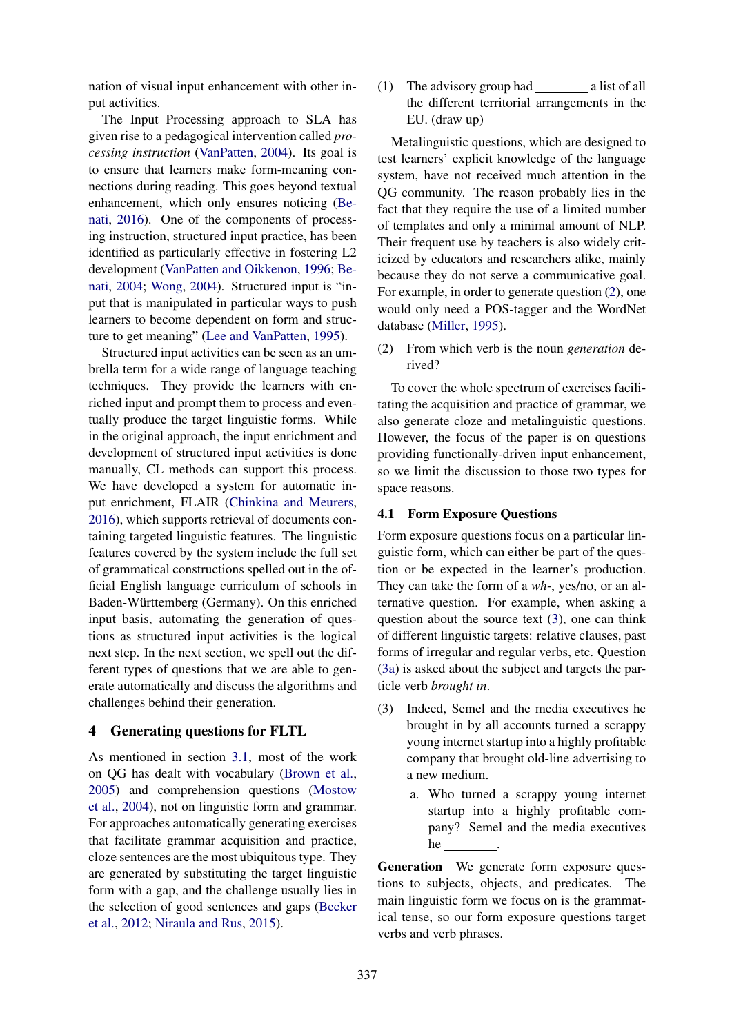nation of visual input enhancement with other input activities.

The Input Processing approach to SLA has given rise to a pedagogical intervention called *processing instruction* (VanPatten, 2004). Its goal is to ensure that learners make form-meaning connections during reading. This goes beyond textual enhancement, which only ensures noticing (Benati, 2016). One of the components of processing instruction, structured input practice, has been identified as particularly effective in fostering L2 development (VanPatten and Oikkenon, 1996; Benati, 2004; Wong, 2004). Structured input is "input that is manipulated in particular ways to push learners to become dependent on form and structure to get meaning" (Lee and VanPatten, 1995).

Structured input activities can be seen as an umbrella term for a wide range of language teaching techniques. They provide the learners with enriched input and prompt them to process and eventually produce the target linguistic forms. While in the original approach, the input enrichment and development of structured input activities is done manually, CL methods can support this process. We have developed a system for automatic input enrichment, FLAIR (Chinkina and Meurers, 2016), which supports retrieval of documents containing targeted linguistic features. The linguistic features covered by the system include the full set of grammatical constructions spelled out in the official English language curriculum of schools in Baden-Württemberg (Germany). On this enriched input basis, automating the generation of questions as structured input activities is the logical next step. In the next section, we spell out the different types of questions that we are able to generate automatically and discuss the algorithms and challenges behind their generation.

## 4 Generating questions for FLTL

As mentioned in section 3.1, most of the work on QG has dealt with vocabulary (Brown et al., 2005) and comprehension questions (Mostow et al., 2004), not on linguistic form and grammar. For approaches automatically generating exercises that facilitate grammar acquisition and practice, cloze sentences are the most ubiquitous type. They are generated by substituting the target linguistic form with a gap, and the challenge usually lies in the selection of good sentences and gaps (Becker et al., 2012; Niraula and Rus, 2015).

(1) The advisory group had ________ a list of all the different territorial arrangements in the EU. (draw up)

Metalinguistic questions, which are designed to test learners' explicit knowledge of the language system, have not received much attention in the QG community. The reason probably lies in the fact that they require the use of a limited number of templates and only a minimal amount of NLP. Their frequent use by teachers is also widely criticized by educators and researchers alike, mainly because they do not serve a communicative goal. For example, in order to generate question (2), one would only need a POS-tagger and the WordNet database (Miller, 1995).

(2) From which verb is the noun *generation* derived?

To cover the whole spectrum of exercises facilitating the acquisition and practice of grammar, we also generate cloze and metalinguistic questions. However, the focus of the paper is on questions providing functionally-driven input enhancement, so we limit the discussion to those two types for space reasons.

### 4.1 Form Exposure Questions

Form exposure questions focus on a particular linguistic form, which can either be part of the question or be expected in the learner's production. They can take the form of a *wh*-, yes/no, or an alternative question. For example, when asking a question about the source text (3), one can think of different linguistic targets: relative clauses, past forms of irregular and regular verbs, etc. Question (3a) is asked about the subject and targets the particle verb *brought in*.

(3) Indeed, Semel and the media executives he brought in by all accounts turned a scrappy young internet startup into a highly profitable company that brought old-line advertising to a new medium.

   a. Who turned a scrappy young internet startup into a highly profitable company? Semel and the media executives he ________.

**Generation** We generate form exposure questions to subjects, objects, and predicates. The main linguistic form we focus on is the grammatical tense, so our form exposure questions target verbs and verb phrases.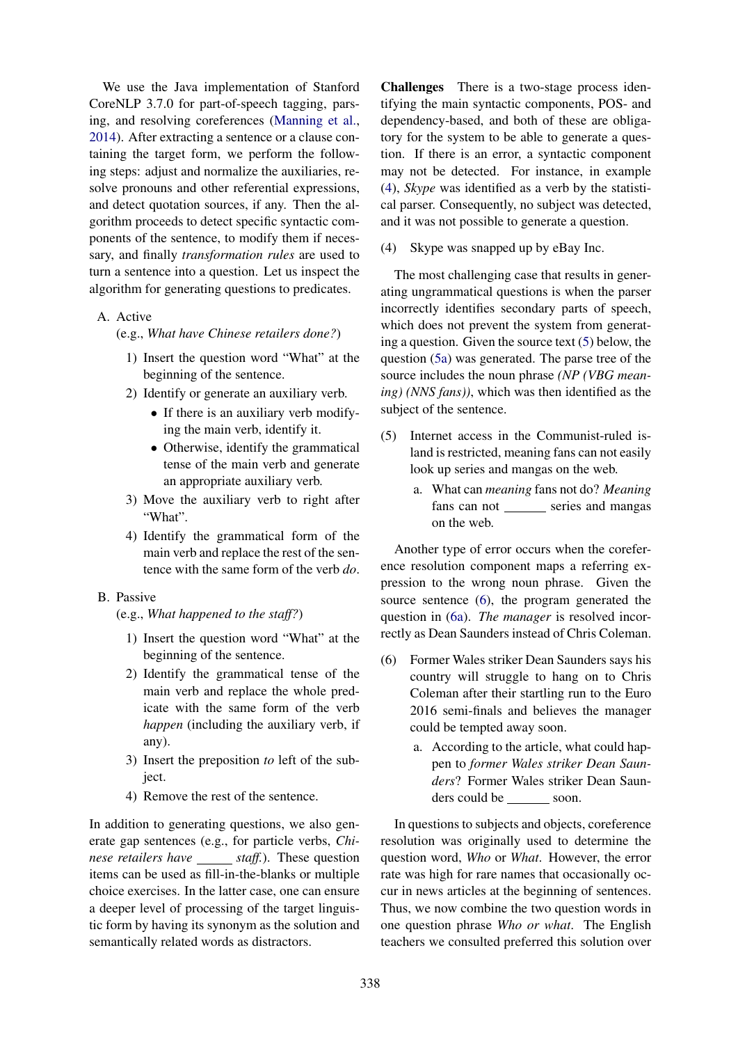We use the Java implementation of Stanford CoreNLP 3.7.0 for part-of-speech tagging, parsing, and resolving coreferences (Manning et al., 2014). After extracting a sentence or a clause containing the target form, we perform the following steps: adjust and normalize the auxiliaries, resolve pronouns and other referential expressions, and detect quotation sources, if any. Then the algorithm proceeds to detect specific syntactic components of the sentence, to modify them if necessary, and finally *transformation rules* are used to turn a sentence into a question. Let us inspect the algorithm for generating questions to predicates.

A. Active
(e.g., *What have Chinese retailers done?*)

1) Insert the question word "What" at the beginning of the sentence.
2) Identify or generate an auxiliary verb.
   - If there is an auxiliary verb modifying the main verb, identify it.
   - Otherwise, identify the grammatical tense of the main verb and generate an appropriate auxiliary verb.
3) Move the auxiliary verb to right after "What".
4) Identify the grammatical form of the main verb and replace the rest of the sentence with the same form of the verb *do*.

B. Passive
(e.g., *What happened to the staff?*)

1) Insert the question word "What" at the beginning of the sentence.
2) Identify the grammatical tense of the main verb and replace the whole predicate with the same form of the verb *happen* (including the auxiliary verb, if any).
3) Insert the preposition *to* left of the subject.
4) Remove the rest of the sentence.

In addition to generating questions, we also generate gap sentences (e.g., for particle verbs, *Chinese retailers have _____ staff.*). These question items can be used as fill-in-the-blanks or multiple choice exercises. In the latter case, one can ensure a deeper level of processing of the target linguistic form by having its synonym as the solution and semantically related words as distractors.

**Challenges** There is a two-stage process identifying the main syntactic components, POS- and dependency-based, and both of these are obligatory for the system to be able to generate a question. If there is an error, a syntactic component may not be detected. For instance, in example (4), *Skype* was identified as a verb by the statistical parser. Consequently, no subject was detected, and it was not possible to generate a question.

(4) Skype was snapped up by eBay Inc.

The most challenging case that results in generating ungrammatical questions is when the parser incorrectly identifies secondary parts of speech, which does not prevent the system from generating a question. Given the source text (5) below, the question (5a) was generated. The parse tree of the source includes the noun phrase *(NP (VBG meaning) (NNS fans))*, which was then identified as the subject of the sentence.

(5) Internet access in the Communist-ruled island is restricted, meaning fans can not easily look up series and mangas on the web.

a. What can *meaning* fans not do? *Meaning* fans can not ______ series and mangas on the web.

Another type of error occurs when the coreference resolution component maps a referring expression to the wrong noun phrase. Given the source sentence (6), the program generated the question in (6a). *The manager* is resolved incorrectly as Dean Saunders instead of Chris Coleman.

(6) Former Wales striker Dean Saunders says his country will struggle to hang on to Chris Coleman after their startling run to the Euro 2016 semi-finals and believes the manager could be tempted away soon.

a. According to the article, what could happen to *former Wales striker Dean Saunders*? Former Wales striker Dean Saunders could be ______ soon.

In questions to subjects and objects, coreference resolution was originally used to determine the question word, *Who* or *What*. However, the error rate was high for rare names that occasionally occur in news articles at the beginning of sentences. Thus, we now combine the two question words in one question phrase *Who or what*. The English teachers we consulted preferred this solution over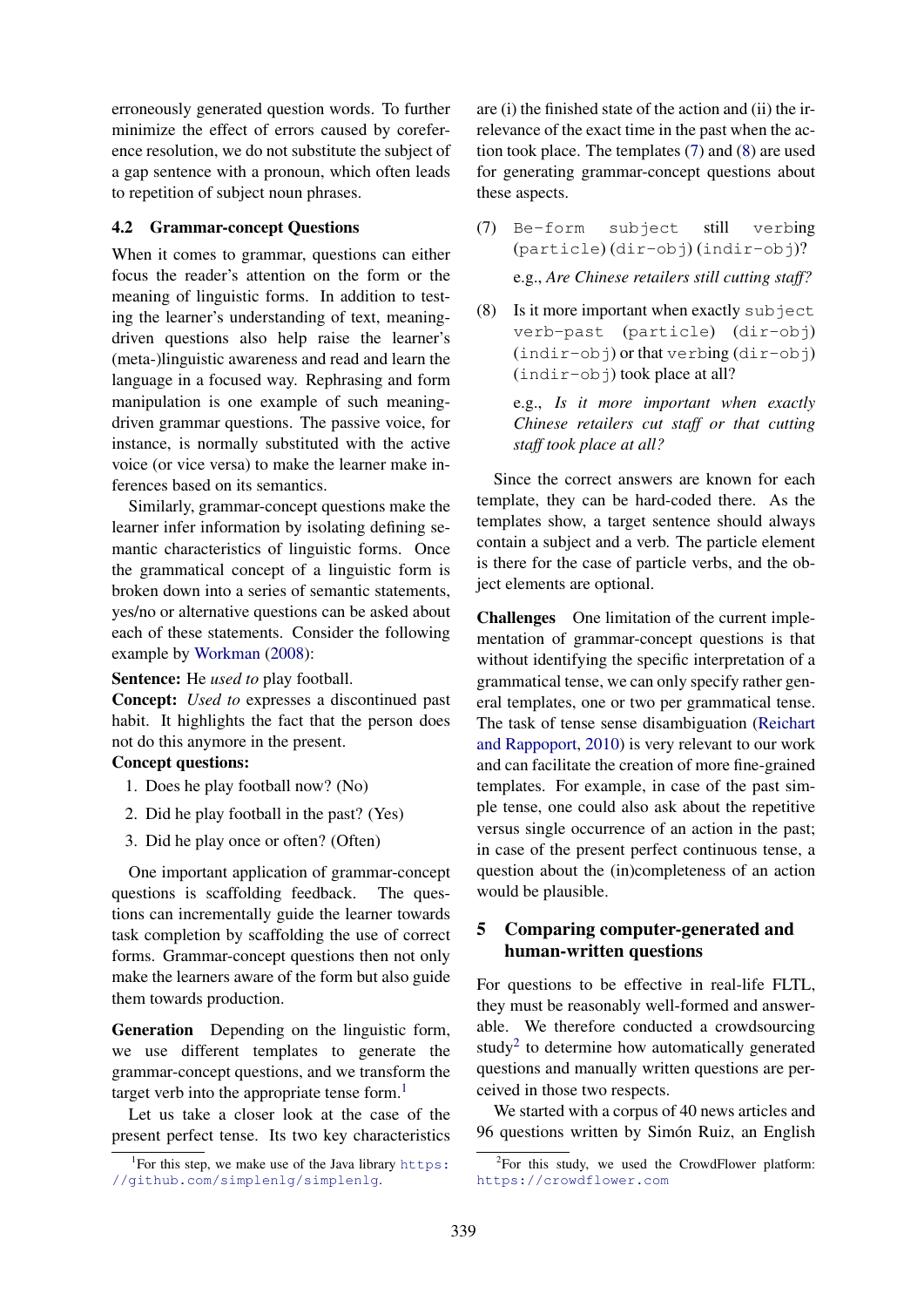erroneously generated question words. To further minimize the effect of errors caused by coreference resolution, we do not substitute the subject of a gap sentence with a pronoun, which often leads to repetition of subject noun phrases.

### 4.2 Grammar-concept Questions

When it comes to grammar, questions can either focus the reader's attention on the form or the meaning of linguistic forms. In addition to testing the learner's understanding of text, meaning-driven questions also help raise the learner's (meta-)linguistic awareness and read and learn the language in a focused way. Rephrasing and form manipulation is one example of such meaning-driven grammar questions. The passive voice, for instance, is normally substituted with the active voice (or vice versa) to make the learner make inferences based on its semantics.

Similarly, grammar-concept questions make the learner infer information by isolating defining semantic characteristics of linguistic forms. Once the grammatical concept of a linguistic form is broken down into a series of semantic statements, yes/no or alternative questions can be asked about each of these statements. Consider the following example by Workman (2008):

**Sentence:** He *used to* play football.
**Concept:** *Used to* expresses a discontinued past habit. It highlights the fact that the person does not do this anymore in the present.
**Concept questions:**

1. Does he play football now? (No)
2. Did he play football in the past? (Yes)
3. Did he play once or often? (Often)

One important application of grammar-concept questions is scaffolding feedback. The questions can incrementally guide the learner towards task completion by scaffolding the use of correct forms. Grammar-concept questions then not only make the learners aware of the form but also guide them towards production.

**Generation** Depending on the linguistic form, we use different templates to generate the grammar-concept questions, and we transform the target verb into the appropriate tense form.[1]

Let us take a closer look at the case of the present perfect tense. Its two key characteristics are (i) the finished state of the action and (ii) the irrelevance of the exact time in the past when the action took place. The templates (7) and (8) are used for generating grammar-concept questions about these aspects.

(7) `Be-form` `subject` still `verb`ing (`particle`) (`dir-obj`) (`indir-obj`)?

e.g., *Are Chinese retailers still cutting staff?*

(8) Is it more important when exactly `subject` `verb-past` (`particle`) (`dir-obj`) (`indir-obj`) or that `verb`ing (`dir-obj`) (`indir-obj`) took place at all?

e.g., *Is it more important when exactly Chinese retailers cut staff or that cutting staff took place at all?*

Since the correct answers are known for each template, they can be hard-coded there. As the templates show, a target sentence should always contain a subject and a verb. The particle element is there for the case of particle verbs, and the object elements are optional.

**Challenges** One limitation of the current implementation of grammar-concept questions is that without identifying the specific interpretation of a grammatical tense, we can only specify rather general templates, one or two per grammatical tense. The task of tense sense disambiguation (Reichart and Rappoport, 2010) is very relevant to our work and can facilitate the creation of more fine-grained templates. For example, in case of the past simple tense, one could also ask about the repetitive versus single occurrence of an action in the past; in case of the present perfect continuous tense, a question about the (in)completeness of an action would be plausible.

## 5 Comparing computer-generated and human-written questions

For questions to be effective in real-life FLTL, they must be reasonably well-formed and answerable. We therefore conducted a crowdsourcing study[2] to determine how automatically generated questions and manually written questions are perceived in those two respects.

We started with a corpus of 40 news articles and 96 questions written by Simón Ruiz, an English

[1] For this step, we make use of the Java library https://github.com/simplenlg/simplenlg.

[2] For this study, we used the CrowdFlower platform: https://crowdflower.com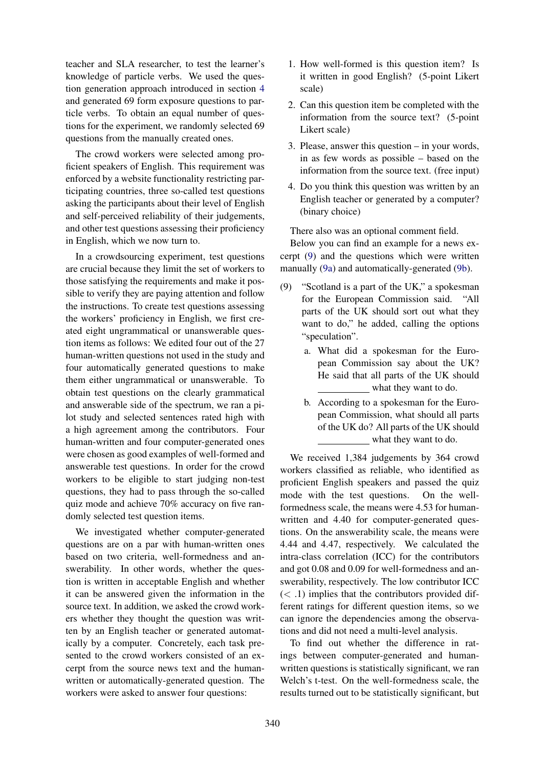teacher and SLA researcher, to test the learner's knowledge of particle verbs. We used the question generation approach introduced in section 4 and generated 69 form exposure questions to particle verbs. To obtain an equal number of questions for the experiment, we randomly selected 69 questions from the manually created ones.

The crowd workers were selected among proficient speakers of English. This requirement was enforced by a website functionality restricting participating countries, three so-called test questions asking the participants about their level of English and self-perceived reliability of their judgements, and other test questions assessing their proficiency in English, which we now turn to.

In a crowdsourcing experiment, test questions are crucial because they limit the set of workers to those satisfying the requirements and make it possible to verify they are paying attention and follow the instructions. To create test questions assessing the workers' proficiency in English, we first created eight ungrammatical or unanswerable question items as follows: We edited four out of the 27 human-written questions not used in the study and four automatically generated questions to make them either ungrammatical or unanswerable. To obtain test questions on the clearly grammatical and answerable side of the spectrum, we ran a pilot study and selected sentences rated high with a high agreement among the contributors. Four human-written and four computer-generated ones were chosen as good examples of well-formed and answerable test questions. In order for the crowd workers to be eligible to start judging non-test questions, they had to pass through the so-called quiz mode and achieve 70% accuracy on five randomly selected test question items.

We investigated whether computer-generated questions are on a par with human-written ones based on two criteria, well-formedness and answerability. In other words, whether the question is written in acceptable English and whether it can be answered given the information in the source text. In addition, we asked the crowd workers whether they thought the question was written by an English teacher or generated automatically by a computer. Concretely, each task presented to the crowd workers consisted of an excerpt from the source news text and the human-written or automatically-generated question. The workers were asked to answer four questions:

1. How well-formed is this question item? Is it written in good English? (5-point Likert scale)
2. Can this question item be completed with the information from the source text? (5-point Likert scale)
3. Please, answer this question – in your words, in as few words as possible – based on the information from the source text. (free input)
4. Do you think this question was written by an English teacher or generated by a computer? (binary choice)

There also was an optional comment field.

Below you can find an example for a news excerpt (9) and the questions which were written manually (9a) and automatically-generated (9b).

(9) "Scotland is a part of the UK," a spokesman for the European Commission said. "All parts of the UK should sort out what they want to do," he added, calling the options "speculation".

a. What did a spokesman for the European Commission say about the UK? He said that all parts of the UK should __________ what they want to do.

b. According to a spokesman for the European Commission, what should all parts of the UK do? All parts of the UK should __________ what they want to do.

We received 1,384 judgements by 364 crowd workers classified as reliable, who identified as proficient English speakers and passed the quiz mode with the test questions. On the well-formedness scale, the means were 4.53 for human-written and 4.40 for computer-generated questions. On the answerability scale, the means were 4.44 and 4.47, respectively. We calculated the intra-class correlation (ICC) for the contributors and got 0.08 and 0.09 for well-formedness and answerability, respectively. The low contributor ICC ($< .1$) implies that the contributors provided different ratings for different question items, so we can ignore the dependencies among the observations and did not need a multi-level analysis.

To find out whether the difference in ratings between computer-generated and human-written questions is statistically significant, we ran Welch's t-test. On the well-formedness scale, the results turned out to be statistically significant, but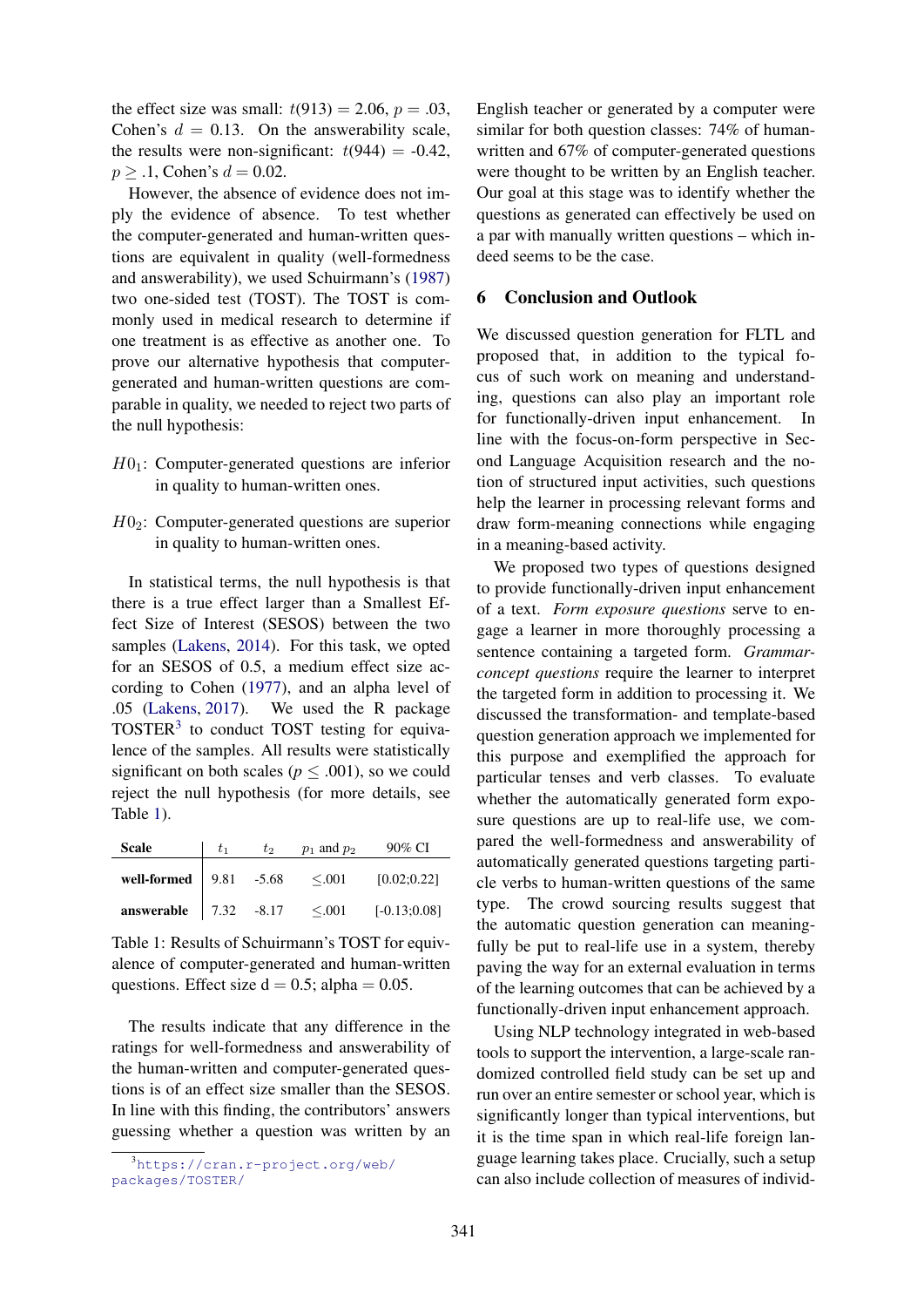the effect size was small: $t(913) = 2.06$, $p = .03$, Cohen's $d = 0.13$. On the answerability scale, the results were non-significant: $t(944) = -0.42$, $p \geq .1$, Cohen's $d = 0.02$.

However, the absence of evidence does not imply the evidence of absence. To test whether the computer-generated and human-written questions are equivalent in quality (well-formedness and answerability), we used Schuirmann's (1987) two one-sided test (TOST). The TOST is commonly used in medical research to determine if one treatment is as effective as another one. To prove our alternative hypothesis that computer-generated and human-written questions are comparable in quality, we needed to reject two parts of the null hypothesis:

$H0_1$: Computer-generated questions are inferior in quality to human-written ones.

$H0_2$: Computer-generated questions are superior in quality to human-written ones.

In statistical terms, the null hypothesis is that there is a true effect larger than a Smallest Effect Size of Interest (SESOS) between the two samples (Lakens, 2014). For this task, we opted for an SESOS of 0.5, a medium effect size according to Cohen (1977), and an alpha level of .05 (Lakens, 2017). We used the R package TOSTER[3] to conduct TOST testing for equivalence of the samples. All results were statistically significant on both scales ($p \leq .001$), so we could reject the null hypothesis (for more details, see Table 1).

| Scale | $t_1$ | $t_2$ | $p_1$ and $p_2$ | 90% CI |
|---|---|---|---|---|
| **well-formed** | 9.81 | -5.68 | $\leq$.001 | [0.02;0.22] |
| **answerable** | 7.32 | -8.17 | $\leq$.001 | [-0.13;0.08] |

Table 1: Results of Schuirmann's TOST for equivalence of computer-generated and human-written questions. Effect size d = 0.5; alpha = 0.05.

The results indicate that any difference in the ratings for well-formedness and answerability of the human-written and computer-generated questions is of an effect size smaller than the SESOS. In line with this finding, the contributors' answers guessing whether a question was written by an English teacher or generated by a computer were similar for both question classes: 74% of human-written and 67% of computer-generated questions were thought to be written by an English teacher. Our goal at this stage was to identify whether the questions as generated can effectively be used on a par with manually written questions – which indeed seems to be the case.

## 6 Conclusion and Outlook

We discussed question generation for FLTL and proposed that, in addition to the typical focus of such work on meaning and understanding, questions can also play an important role for functionally-driven input enhancement. In line with the focus-on-form perspective in Second Language Acquisition research and the notion of structured input activities, such questions help the learner in processing relevant forms and draw form-meaning connections while engaging in a meaning-based activity.

We proposed two types of questions designed to provide functionally-driven input enhancement of a text. *Form exposure questions* serve to engage a learner in more thoroughly processing a sentence containing a targeted form. *Grammar-concept questions* require the learner to interpret the targeted form in addition to processing it. We discussed the transformation- and template-based question generation approach we implemented for this purpose and exemplified the approach for particular tenses and verb classes. To evaluate whether the automatically generated form exposure questions are up to real-life use, we compared the well-formedness and answerability of automatically generated questions targeting particle verbs to human-written questions of the same type. The crowd sourcing results suggest that the automatic question generation can meaningfully be put to real-life use in a system, thereby paving the way for an external evaluation in terms of the learning outcomes that can be achieved by a functionally-driven input enhancement approach.

Using NLP technology integrated in web-based tools to support the intervention, a large-scale randomized controlled field study can be set up and run over an entire semester or school year, which is significantly longer than typical interventions, but it is the time span in which real-life foreign language learning takes place. Crucially, such a setup can also include collection of measures of individ-

[3] https://cran.r-project.org/web/packages/TOSTER/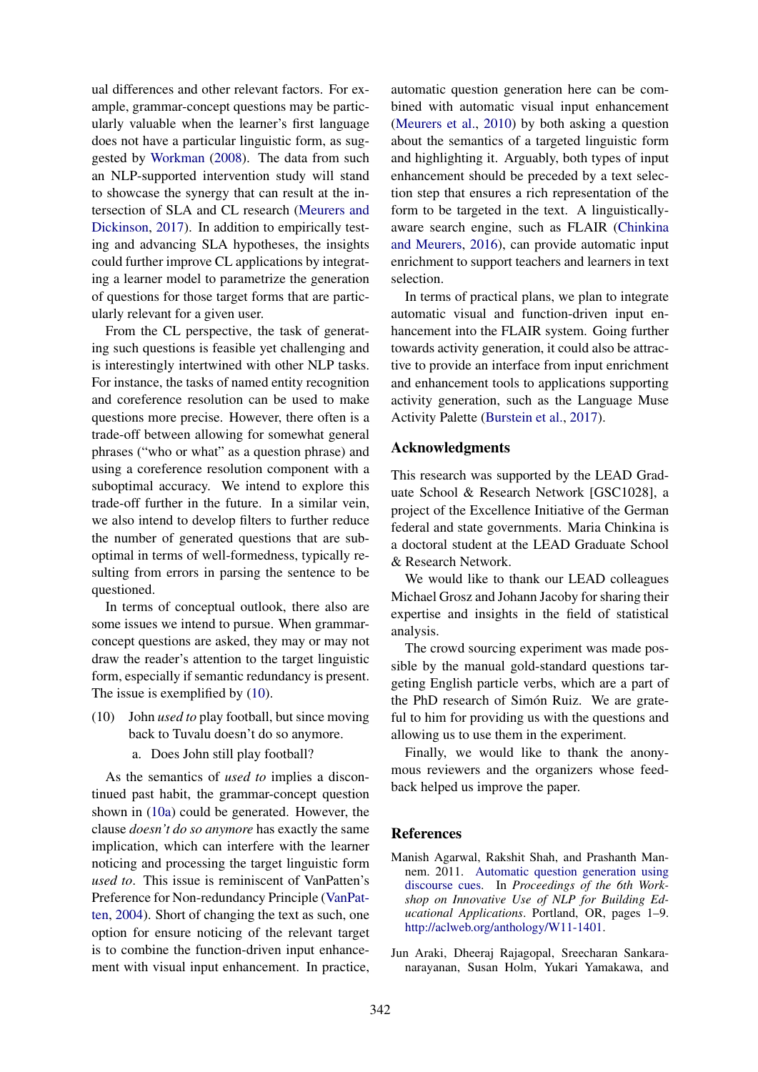ual differences and other relevant factors. For example, grammar-concept questions may be particularly valuable when the learner's first language does not have a particular linguistic form, as suggested by Workman (2008). The data from such an NLP-supported intervention study will stand to showcase the synergy that can result at the intersection of SLA and CL research (Meurers and Dickinson, 2017). In addition to empirically testing and advancing SLA hypotheses, the insights could further improve CL applications by integrating a learner model to parametrize the generation of questions for those target forms that are particularly relevant for a given user.

From the CL perspective, the task of generating such questions is feasible yet challenging and is interestingly intertwined with other NLP tasks. For instance, the tasks of named entity recognition and coreference resolution can be used to make questions more precise. However, there often is a trade-off between allowing for somewhat general phrases ("who or what" as a question phrase) and using a coreference resolution component with a suboptimal accuracy. We intend to explore this trade-off further in the future. In a similar vein, we also intend to develop filters to further reduce the number of generated questions that are suboptimal in terms of well-formedness, typically resulting from errors in parsing the sentence to be questioned.

In terms of conceptual outlook, there also are some issues we intend to pursue. When grammar-concept questions are asked, they may or may not draw the reader's attention to the target linguistic form, especially if semantic redundancy is present. The issue is exemplified by (10).

(10) John *used to* play football, but since moving back to Tuvalu doesn't do so anymore.

   a. Does John still play football?

As the semantics of *used to* implies a discontinued past habit, the grammar-concept question shown in (10a) could be generated. However, the clause *doesn't do so anymore* has exactly the same implication, which can interfere with the learner noticing and processing the target linguistic form *used to*. This issue is reminiscent of VanPatten's Preference for Non-redundancy Principle (VanPatten, 2004). Short of changing the text as such, one option for ensure noticing of the relevant target is to combine the function-driven input enhancement with visual input enhancement. In practice, automatic question generation here can be combined with automatic visual input enhancement (Meurers et al., 2010) by both asking a question about the semantics of a targeted linguistic form and highlighting it. Arguably, both types of input enhancement should be preceded by a text selection step that ensures a rich representation of the form to be targeted in the text. A linguistically-aware search engine, such as FLAIR (Chinkina and Meurers, 2016), can provide automatic input enrichment to support teachers and learners in text selection.

In terms of practical plans, we plan to integrate automatic visual and function-driven input enhancement into the FLAIR system. Going further towards activity generation, it could also be attractive to provide an interface from input enrichment and enhancement tools to applications supporting activity generation, such as the Language Muse Activity Palette (Burstein et al., 2017).

## Acknowledgments

This research was supported by the LEAD Graduate School & Research Network [GSC1028], a project of the Excellence Initiative of the German federal and state governments. Maria Chinkina is a doctoral student at the LEAD Graduate School & Research Network.

We would like to thank our LEAD colleagues Michael Grosz and Johann Jacoby for sharing their expertise and insights in the field of statistical analysis.

The crowd sourcing experiment was made possible by the manual gold-standard questions targeting English particle verbs, which are a part of the PhD research of Simón Ruiz. We are grateful to him for providing us with the questions and allowing us to use them in the experiment.

Finally, we would like to thank the anonymous reviewers and the organizers whose feedback helped us improve the paper.

## References

Manish Agarwal, Rakshit Shah, and Prashanth Mannem. 2011. Automatic question generation using discourse cues. In *Proceedings of the 6th Workshop on Innovative Use of NLP for Building Educational Applications*. Portland, OR, pages 1–9. http://aclweb.org/anthology/W11-1401.

Jun Araki, Dheeraj Rajagopal, Sreecharan Sankaranarayanan, Susan Holm, Yukari Yamakawa, and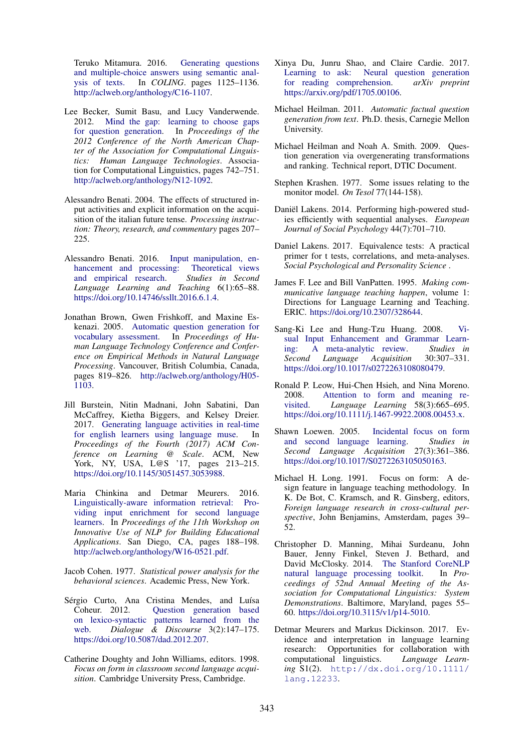Teruko Mitamura. 2016. Generating questions and multiple-choice answers using semantic analysis of texts. In *COLING*. pages 1125–1136. http://aclweb.org/anthology/C16-1107.

Lee Becker, Sumit Basu, and Lucy Vanderwende. 2012. Mind the gap: learning to choose gaps for question generation. In *Proceedings of the 2012 Conference of the North American Chapter of the Association for Computational Linguistics: Human Language Technologies*. Association for Computational Linguistics, pages 742–751. http://aclweb.org/anthology/N12-1092.

Alessandro Benati. 2004. The effects of structured input activities and explicit information on the acquisition of the italian future tense. *Processing instruction: Theory, research, and commentary* pages 207–225.

Alessandro Benati. 2016. Input manipulation, enhancement and processing: Theoretical views and empirical research. *Studies in Second Language Learning and Teaching* 6(1):65–88. https://doi.org/10.14746/ssllt.2016.6.1.4.

Jonathan Brown, Gwen Frishkoff, and Maxine Eskenazi. 2005. Automatic question generation for vocabulary assessment. In *Proceedings of Human Language Technology Conference and Conference on Empirical Methods in Natural Language Processing*. Vancouver, British Columbia, Canada, pages 819–826. http://aclweb.org/anthology/H05-1103.

Jill Burstein, Nitin Madnani, John Sabatini, Dan McCaffrey, Kietha Biggers, and Kelsey Dreier. 2017. Generating language activities in real-time for english learners using language muse. In *Proceedings of the Fourth (2017) ACM Conference on Learning @ Scale*. ACM, New York, NY, USA, L@S '17, pages 213–215. https://doi.org/10.1145/3051457.3053988.

Maria Chinkina and Detmar Meurers. 2016. Linguistically-aware information retrieval: Providing input enrichment for second language learners. In *Proceedings of the 11th Workshop on Innovative Use of NLP for Building Educational Applications*. San Diego, CA, pages 188–198. http://aclweb.org/anthology/W16-0521.pdf.

Jacob Cohen. 1977. *Statistical power analysis for the behavioral sciences*. Academic Press, New York.

Sérgio Curto, Ana Cristina Mendes, and Luísa Coheur. 2012. Question generation based on lexico-syntactic patterns learned from the web. *Dialogue & Discourse* 3(2):147–175. https://doi.org/10.5087/dad.2012.207.

Catherine Doughty and John Williams, editors. 1998. *Focus on form in classroom second language acquisition*. Cambridge University Press, Cambridge.

Xinya Du, Junru Shao, and Claire Cardie. 2017. Learning to ask: Neural question generation for reading comprehension. *arXiv preprint* https://arxiv.org/pdf/1705.00106.

Michael Heilman. 2011. *Automatic factual question generation from text*. Ph.D. thesis, Carnegie Mellon University.

Michael Heilman and Noah A. Smith. 2009. Question generation via overgenerating transformations and ranking. Technical report, DTIC Document.

Stephen Krashen. 1977. Some issues relating to the monitor model. *On Tesol* 77(144-158).

Daniël Lakens. 2014. Performing high-powered studies efficiently with sequential analyses. *European Journal of Social Psychology* 44(7):701–710.

Daniel Lakens. 2017. Equivalence tests: A practical primer for t tests, correlations, and meta-analyses. *Social Psychological and Personality Science* .

James F. Lee and Bill VanPatten. 1995. *Making communicative language teaching happen*, volume 1: Directions for Language Learning and Teaching. ERIC. https://doi.org/10.2307/328644.

Sang-Ki Lee and Hung-Tzu Huang. 2008. Visual Input Enhancement and Grammar Learning: A meta-analytic review. *Studies in Second Language Acquisition* 30:307–331. https://doi.org/10.1017/s0272263108080479.

Ronald P. Leow, Hui-Chen Hsieh, and Nina Moreno. 2008. Attention to form and meaning revisited. *Language Learning* 58(3):665–695. https://doi.org/10.1111/j.1467-9922.2008.00453.x.

Shawn Loewen. 2005. Incidental focus on form and second language learning. *Studies in Second Language Acquisition* 27(3):361–386. https://doi.org/10.1017/S0272263105050163.

Michael H. Long. 1991. Focus on form: A design feature in language teaching methodology. In K. De Bot, C. Kramsch, and R. Ginsberg, editors, *Foreign language research in cross-cultural perspective*, John Benjamins, Amsterdam, pages 39–52.

Christopher D. Manning, Mihai Surdeanu, John Bauer, Jenny Finkel, Steven J. Bethard, and David McClosky. 2014. The Stanford CoreNLP natural language processing toolkit. In *Proceedings of 52nd Annual Meeting of the Association for Computational Linguistics: System Demonstrations*. Baltimore, Maryland, pages 55–60. https://doi.org/10.3115/v1/p14-5010.

Detmar Meurers and Markus Dickinson. 2017. Evidence and interpretation in language learning research: Opportunities for collaboration with computational linguistics. *Language Learning* S1(2). http://dx.doi.org/10.1111/lang.12233.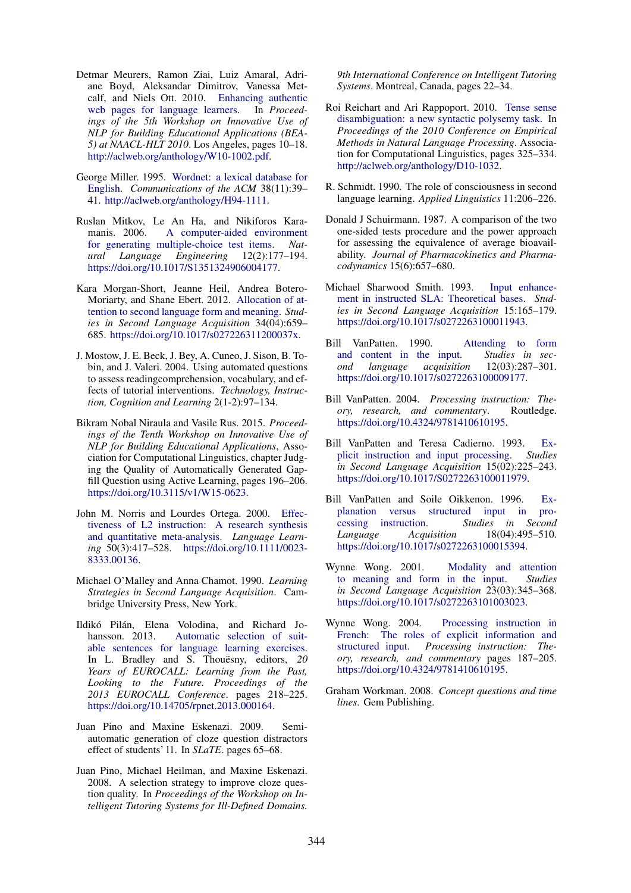Detmar Meurers, Ramon Ziai, Luiz Amaral, Adriane Boyd, Aleksandar Dimitrov, Vanessa Metcalf, and Niels Ott. 2010. Enhancing authentic web pages for language learners. In *Proceedings of the 5th Workshop on Innovative Use of NLP for Building Educational Applications (BEA-5) at NAACL-HLT 2010*. Los Angeles, pages 10–18. http://aclweb.org/anthology/W10-1002.pdf.

George Miller. 1995. Wordnet: a lexical database for English. *Communications of the ACM* 38(11):39–41. http://aclweb.org/anthology/H94-1111.

Ruslan Mitkov, Le An Ha, and Nikiforos Karamanis. 2006. A computer-aided environment for generating multiple-choice test items. *Natural Language Engineering* 12(2):177–194. https://doi.org/10.1017/S1351324906004177.

Kara Morgan-Short, Jeanne Heil, Andrea Botero-Moriarty, and Shane Ebert. 2012. Allocation of attention to second language form and meaning. *Studies in Second Language Acquisition* 34(04):659–685. https://doi.org/10.1017/s027226311200037x.

J. Mostow, J. E. Beck, J. Bey, A. Cuneo, J. Sison, B. Tobin, and J. Valeri. 2004. Using automated questions to assess readingcomprehension, vocabulary, and effects of tutorial interventions. *Technology, Instruction, Cognition and Learning* 2(1-2):97–134.

Bikram Nobal Niraula and Vasile Rus. 2015. *Proceedings of the Tenth Workshop on Innovative Use of NLP for Building Educational Applications*, Association for Computational Linguistics, chapter Judging the Quality of Automatically Generated Gap-fill Question using Active Learning, pages 196–206. https://doi.org/10.3115/v1/W15-0623.

John M. Norris and Lourdes Ortega. 2000. Effectiveness of L2 instruction: A research synthesis and quantitative meta-analysis. *Language Learning* 50(3):417–528. https://doi.org/10.1111/0023-8333.00136.

Michael O'Malley and Anna Chamot. 1990. *Learning Strategies in Second Language Acquisition*. Cambridge University Press, New York.

Ildikó Pilán, Elena Volodina, and Richard Johansson. 2013. Automatic selection of suitable sentences for language learning exercises. In L. Bradley and S. Thouësny, editors, *20 Years of EUROCALL: Learning from the Past, Looking to the Future. Proceedings of the 2013 EUROCALL Conference*. pages 218–225. https://doi.org/10.14705/rpnet.2013.000164.

Juan Pino and Maxine Eskenazi. 2009. Semi-automatic generation of cloze question distractors effect of students' l1. In *SLaTE*. pages 65–68.

Juan Pino, Michael Heilman, and Maxine Eskenazi. 2008. A selection strategy to improve cloze question quality. In *Proceedings of the Workshop on Intelligent Tutoring Systems for Ill-Defined Domains. 9th International Conference on Intelligent Tutoring Systems*. Montreal, Canada, pages 22–34.

Roi Reichart and Ari Rappoport. 2010. Tense sense disambiguation: a new syntactic polysemy task. In *Proceedings of the 2010 Conference on Empirical Methods in Natural Language Processing*. Association for Computational Linguistics, pages 325–334. http://aclweb.org/anthology/D10-1032.

R. Schmidt. 1990. The role of consciousness in second language learning. *Applied Linguistics* 11:206–226.

Donald J Schuirmann. 1987. A comparison of the two one-sided tests procedure and the power approach for assessing the equivalence of average bioavailability. *Journal of Pharmacokinetics and Pharmacodynamics* 15(6):657–680.

Michael Sharwood Smith. 1993. Input enhancement in instructed SLA: Theoretical bases. *Studies in Second Language Acquisition* 15:165–179. https://doi.org/10.1017/s0272263100011943.

Bill VanPatten. 1990. Attending to form and content in the input. *Studies in second language acquisition* 12(03):287–301. https://doi.org/10.1017/s0272263100009177.

Bill VanPatten. 2004. *Processing instruction: Theory, research, and commentary*. Routledge. https://doi.org/10.4324/9781410610195.

Bill VanPatten and Teresa Cadierno. 1993. Explicit instruction and input processing. *Studies in Second Language Acquisition* 15(02):225–243. https://doi.org/10.1017/S0272263100011979.

Bill VanPatten and Soile Oikkenon. 1996. Explanation versus structured input in processing instruction. *Studies in Second Language Acquisition* 18(04):495–510. https://doi.org/10.1017/s0272263100015394.

Wynne Wong. 2001. Modality and attention to meaning and form in the input. *Studies in Second Language Acquisition* 23(03):345–368. https://doi.org/10.1017/s0272263101003023.

Wynne Wong. 2004. Processing instruction in French: The roles of explicit information and structured input. *Processing instruction: Theory, research, and commentary* pages 187–205. https://doi.org/10.4324/9781410610195.

Graham Workman. 2008. *Concept questions and time lines*. Gem Publishing.